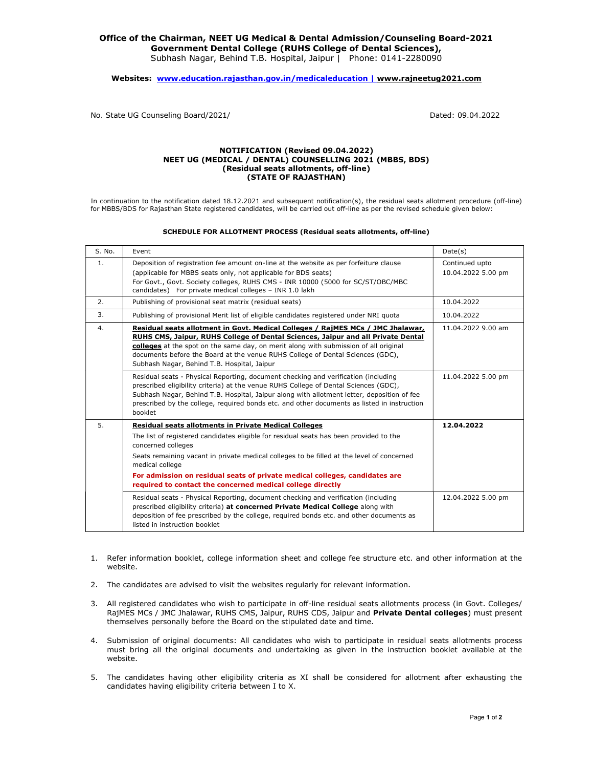**Office of the Chairman, NEET UG Medical & Dental Admission/Counseling Board-2021**
**Government Dental College (RUHS College of Dental Sciences),**
Subhash Nagar, Behind T.B. Hospital, Jaipur | Phone: 0141-2280090

**Websites: www.education.rajasthan.gov.in/medicaleducation | www.rajneetug2021.com**

No. State UG Counseling Board/2021/ Dated: 09.04.2022

**NOTIFICATION (Revised 09.04.2022)**
**NEET UG (MEDICAL / DENTAL) COUNSELLING 2021 (MBBS, BDS)**
**(Residual seats allotments, off-line)**
**(STATE OF RAJASTHAN)**

In continuation to the notification dated 18.12.2021 and subsequent notification(s), the residual seats allotment procedure (off-line) for MBBS/BDS for Rajasthan State registered candidates, will be carried out off-line as per the revised schedule given below:

**SCHEDULE FOR ALLOTMENT PROCESS (Residual seats allotments, off-line)**

| S. No. | Event | Date(s) |
|---|---|---|
| 1. | Deposition of registration fee amount on-line at the website as per forfeiture clause (applicable for MBBS seats only, not applicable for BDS seats) For Govt., Govt. Society colleges, RUHS CMS - INR 10000 (5000 for SC/ST/OBC/MBC candidates) For private medical colleges – INR 1.0 lakh | Continued upto 10.04.2022 5.00 pm |
| 2. | Publishing of provisional seat matrix (residual seats) | 10.04.2022 |
| 3. | Publishing of provisional Merit list of eligible candidates registered under NRI quota | 10.04.2022 |
| 4. | **Residual seats allotment in Govt. Medical Colleges / RajMES MCs / JMC Jhalawar, RUHS CMS, Jaipur, RUHS College of Dental Sciences, Jaipur and all Private Dental colleges** at the spot on the same day, on merit along with submission of all original documents before the Board at the venue RUHS College of Dental Sciences (GDC), Subhash Nagar, Behind T.B. Hospital, Jaipur | 11.04.2022 9.00 am |
| | Residual seats - Physical Reporting, document checking and verification (including prescribed eligibility criteria) at the venue RUHS College of Dental Sciences (GDC), Subhash Nagar, Behind T.B. Hospital, Jaipur along with allotment letter, deposition of fee prescribed by the college, required bonds etc. and other documents as listed in instruction booklet | 11.04.2022 5.00 pm |
| 5. | **Residual seats allotments in Private Medical Colleges** The list of registered candidates eligible for residual seats has been provided to the concerned colleges. Seats remaining vacant in private medical colleges to be filled at the level of concerned medical college. **For admission on residual seats of private medical colleges, candidates are required to contact the concerned medical college directly** | **12.04.2022** |
| | Residual seats - Physical Reporting, document checking and verification (including prescribed eligibility criteria) **at concerned Private Medical College** along with deposition of fee prescribed by the college, required bonds etc. and other documents as listed in instruction booklet | 12.04.2022 5.00 pm |

1. Refer information booklet, college information sheet and college fee structure etc. and other information at the website.
2. The candidates are advised to visit the websites regularly for relevant information.
3. All registered candidates who wish to participate in off-line residual seats allotments process (in Govt. Colleges/ RajMES MCs / JMC Jhalawar, RUHS CMS, Jaipur, RUHS CDS, Jaipur and **Private Dental colleges**) must present themselves personally before the Board on the stipulated date and time.
4. Submission of original documents: All candidates who wish to participate in residual seats allotments process must bring all the original documents and undertaking as given in the instruction booklet available at the website.
5. The candidates having other eligibility criteria as XI shall be considered for allotment after exhausting the candidates having eligibility criteria between I to X.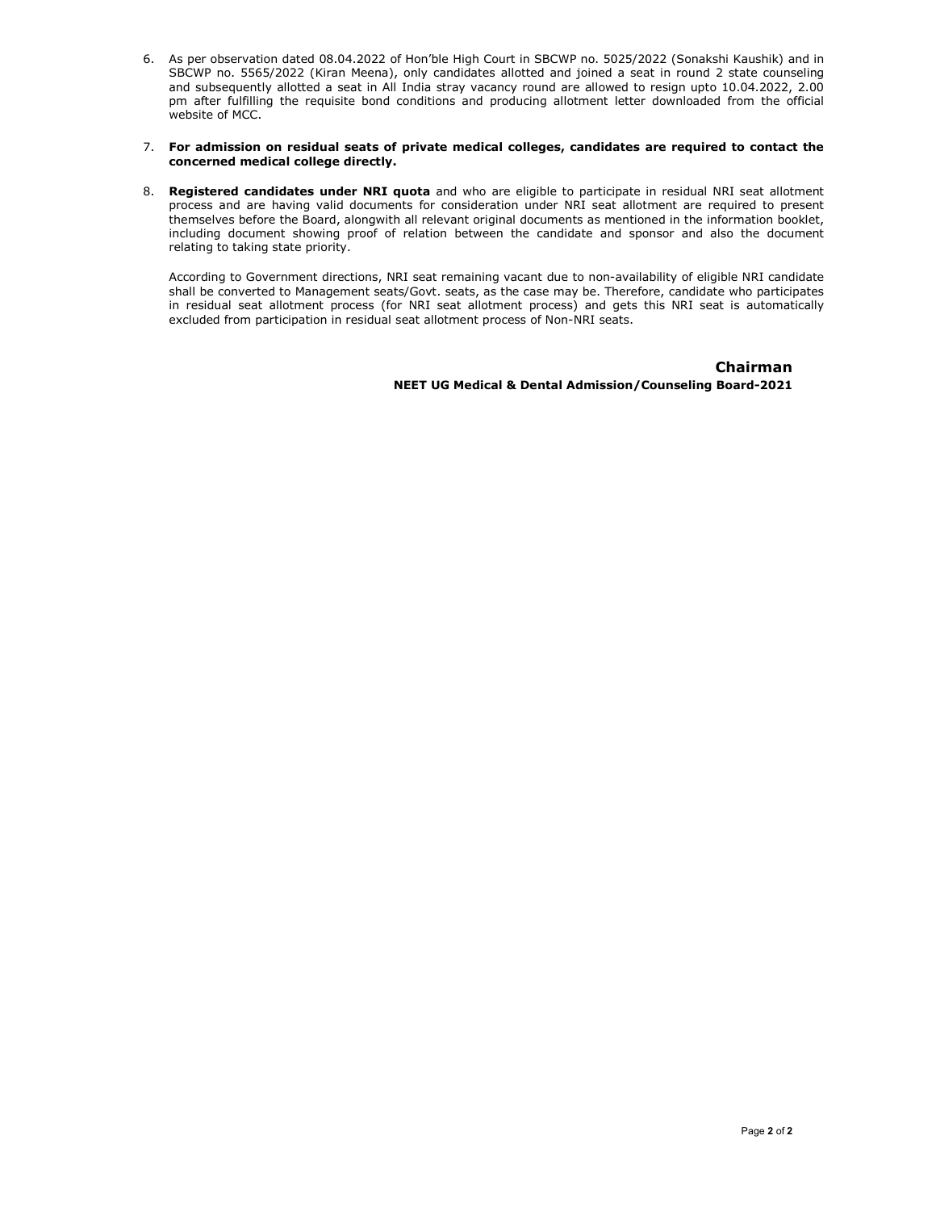6. As per observation dated 08.04.2022 of Hon'ble High Court in SBCWP no. 5025/2022 (Sonakshi Kaushik) and in SBCWP no. 5565/2022 (Kiran Meena), only candidates allotted and joined a seat in round 2 state counseling and subsequently allotted a seat in All India stray vacancy round are allowed to resign upto 10.04.2022, 2.00 pm after fulfilling the requisite bond conditions and producing allotment letter downloaded from the official website of MCC.

7. **For admission on residual seats of private medical colleges, candidates are required to contact the concerned medical college directly.**

8. **Registered candidates under NRI quota** and who are eligible to participate in residual NRI seat allotment process and are having valid documents for consideration under NRI seat allotment are required to present themselves before the Board, alongwith all relevant original documents as mentioned in the information booklet, including document showing proof of relation between the candidate and sponsor and also the document relating to taking state priority.

   According to Government directions, NRI seat remaining vacant due to non-availability of eligible NRI candidate shall be converted to Management seats/Govt. seats, as the case may be. Therefore, candidate who participates in residual seat allotment process (for NRI seat allotment process) and gets this NRI seat is automatically excluded from participation in residual seat allotment process of Non-NRI seats.

**Chairman**
**NEET UG Medical & Dental Admission/Counseling Board-2021**